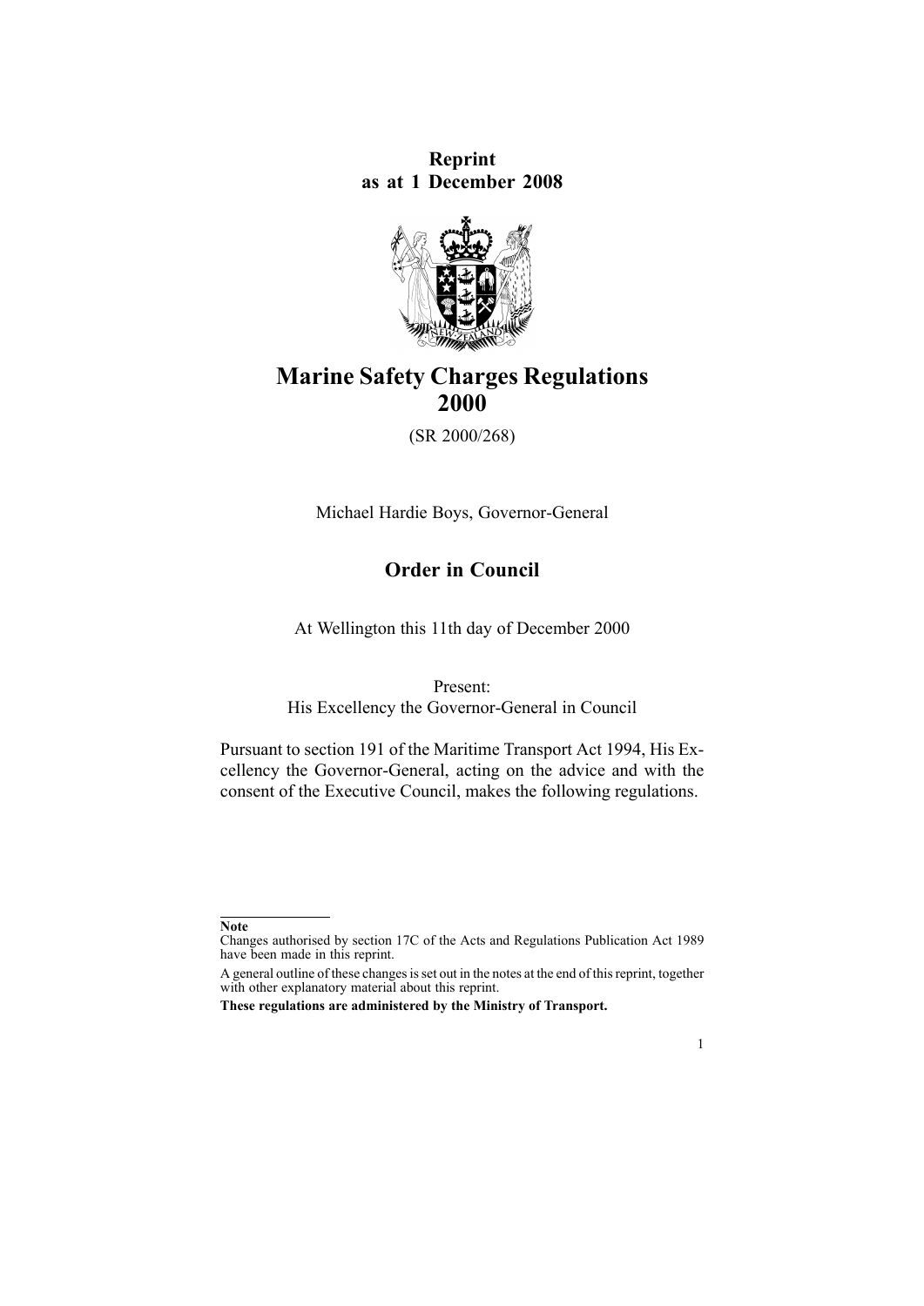**Reprint**
**as at 1 December 2008**

# Marine Safety Charges Regulations 2000

(SR 2000/268)

Michael Hardie Boys, Governor-General

## Order in Council

At Wellington this 11th day of December 2000

Present:
His Excellency the Governor-General in Council

Pursuant to section 191 of the Maritime Transport Act 1994, His Excellency the Governor-General, acting on the advice and with the consent of the Executive Council, makes the following regulations.

---

**Note**

Changes authorised by section 17C of the Acts and Regulations Publication Act 1989 have been made in this reprint.

A general outline of these changes is set out in the notes at the end of this reprint, together with other explanatory material about this reprint.

**These regulations are administered by the Ministry of Transport.**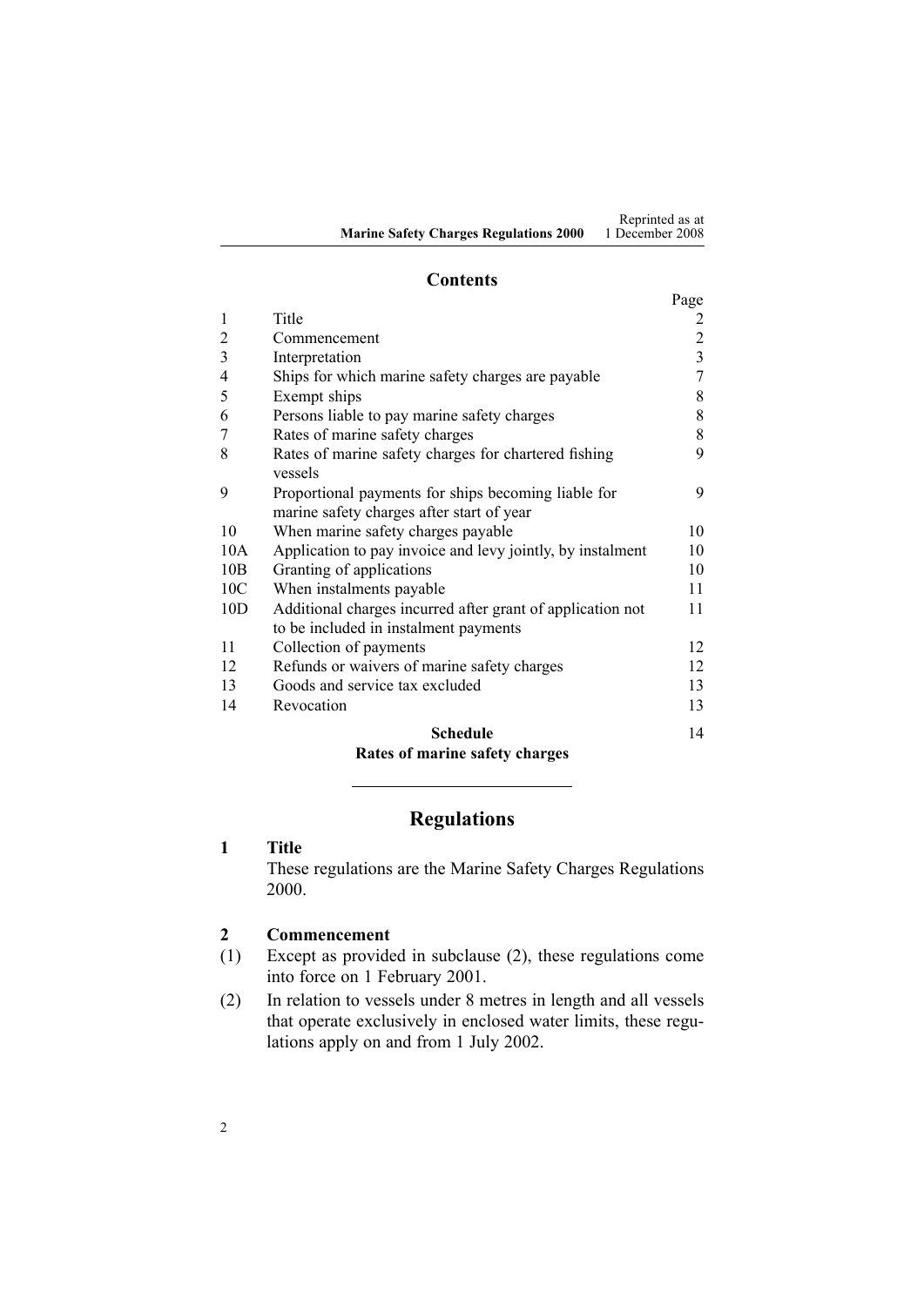## Contents

| | | Page |
|---|---|---|
| 1 | Title | 2 |
| 2 | Commencement | 2 |
| 3 | Interpretation | 3 |
| 4 | Ships for which marine safety charges are payable | 7 |
| 5 | Exempt ships | 8 |
| 6 | Persons liable to pay marine safety charges | 8 |
| 7 | Rates of marine safety charges | 8 |
| 8 | Rates of marine safety charges for chartered fishing vessels | 9 |
| 9 | Proportional payments for ships becoming liable for marine safety charges after start of year | 9 |
| 10 | When marine safety charges payable | 10 |
| 10A | Application to pay invoice and levy jointly, by instalment | 10 |
| 10B | Granting of applications | 10 |
| 10C | When instalments payable | 11 |
| 10D | Additional charges incurred after grant of application not to be included in instalment payments | 11 |
| 11 | Collection of payments | 12 |
| 12 | Refunds or waivers of marine safety charges | 12 |
| 13 | Goods and service tax excluded | 13 |
| 14 | Revocation | 13 |
| | **Schedule** **Rates of marine safety charges** | 14 |

---

# Regulations

### 1 Title

These regulations are the Marine Safety Charges Regulations 2000.

### 2 Commencement

(1) Except as provided in subclause (2), these regulations come into force on 1 February 2001.

(2) In relation to vessels under 8 metres in length and all vessels that operate exclusively in enclosed water limits, these regulations apply on and from 1 July 2002.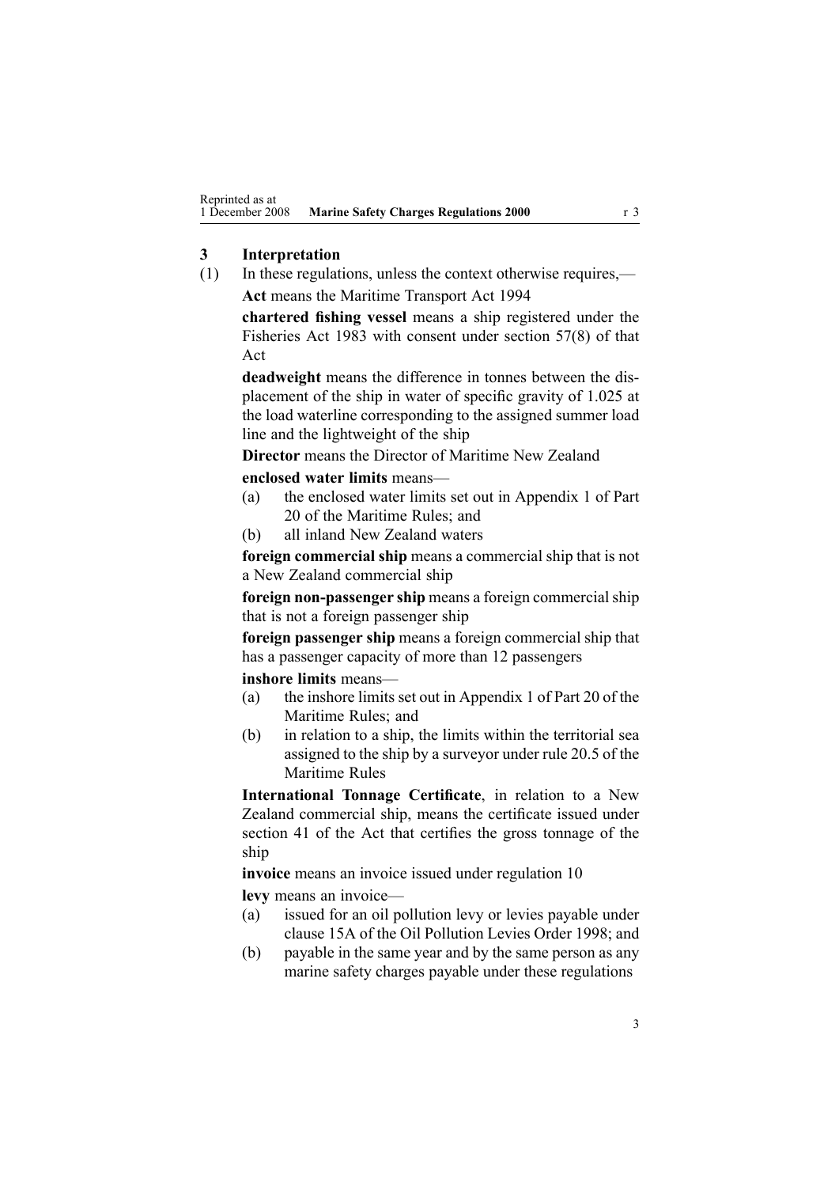### 3 Interpretation

(1) In these regulations, unless the context otherwise requires,—

**Act** means the Maritime Transport Act 1994

**chartered fishing vessel** means a ship registered under the Fisheries Act 1983 with consent under section 57(8) of that Act

**deadweight** means the difference in tonnes between the displacement of the ship in water of specific gravity of 1.025 at the load waterline corresponding to the assigned summer load line and the lightweight of the ship

**Director** means the Director of Maritime New Zealand

**enclosed water limits** means—

- (a) the enclosed water limits set out in Appendix 1 of Part 20 of the Maritime Rules; and
- (b) all inland New Zealand waters

**foreign commercial ship** means a commercial ship that is not a New Zealand commercial ship

**foreign non-passenger ship** means a foreign commercial ship that is not a foreign passenger ship

**foreign passenger ship** means a foreign commercial ship that has a passenger capacity of more than 12 passengers

**inshore limits** means—

- (a) the inshore limits set out in Appendix 1 of Part 20 of the Maritime Rules; and
- (b) in relation to a ship, the limits within the territorial sea assigned to the ship by a surveyor under rule 20.5 of the Maritime Rules

**International Tonnage Certificate**, in relation to a New Zealand commercial ship, means the certificate issued under section 41 of the Act that certifies the gross tonnage of the ship

**invoice** means an invoice issued under regulation 10

**levy** means an invoice—

- (a) issued for an oil pollution levy or levies payable under clause 15A of the Oil Pollution Levies Order 1998; and
- (b) payable in the same year and by the same person as any marine safety charges payable under these regulations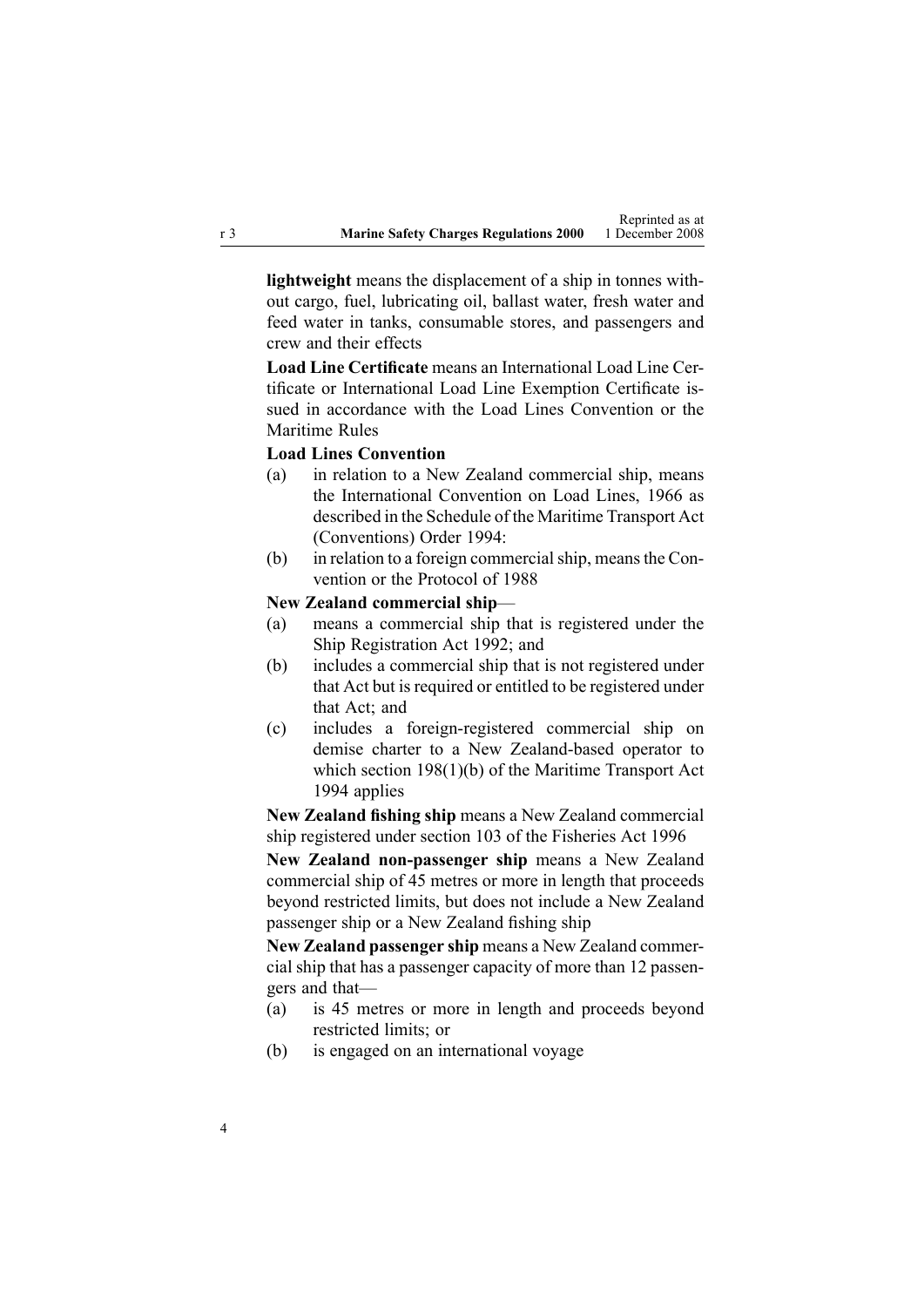**lightweight** means the displacement of a ship in tonnes without cargo, fuel, lubricating oil, ballast water, fresh water and feed water in tanks, consumable stores, and passengers and crew and their effects

**Load Line Certificate** means an International Load Line Certificate or International Load Line Exemption Certificate issued in accordance with the Load Lines Convention or the Maritime Rules

**Load Lines Convention**

(a) in relation to a New Zealand commercial ship, means the International Convention on Load Lines, 1966 as described in the Schedule of the Maritime Transport Act (Conventions) Order 1994:

(b) in relation to a foreign commercial ship, means the Convention or the Protocol of 1988

**New Zealand commercial ship**—

(a) means a commercial ship that is registered under the Ship Registration Act 1992; and

(b) includes a commercial ship that is not registered under that Act but is required or entitled to be registered under that Act; and

(c) includes a foreign-registered commercial ship on demise charter to a New Zealand-based operator to which section 198(1)(b) of the Maritime Transport Act 1994 applies

**New Zealand fishing ship** means a New Zealand commercial ship registered under section 103 of the Fisheries Act 1996

**New Zealand non-passenger ship** means a New Zealand commercial ship of 45 metres or more in length that proceeds beyond restricted limits, but does not include a New Zealand passenger ship or a New Zealand fishing ship

**New Zealand passenger ship** means a New Zealand commercial ship that has a passenger capacity of more than 12 passengers and that—

(a) is 45 metres or more in length and proceeds beyond restricted limits; or

(b) is engaged on an international voyage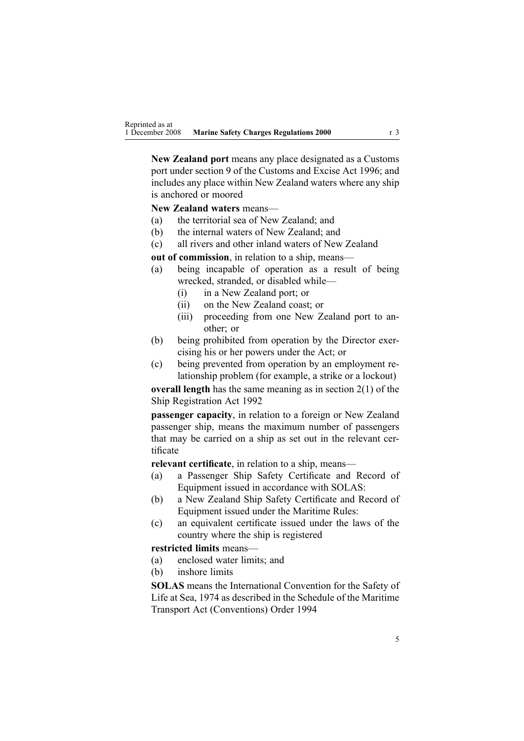**New Zealand port** means any place designated as a Customs port under section 9 of the Customs and Excise Act 1996; and includes any place within New Zealand waters where any ship is anchored or moored

**New Zealand waters** means—

(a) the territorial sea of New Zealand; and

(b) the internal waters of New Zealand; and

(c) all rivers and other inland waters of New Zealand

**out of commission**, in relation to a ship, means—

(a) being incapable of operation as a result of being wrecked, stranded, or disabled while—

  (i) in a New Zealand port; or

  (ii) on the New Zealand coast; or

  (iii) proceeding from one New Zealand port to another; or

(b) being prohibited from operation by the Director exercising his or her powers under the Act; or

(c) being prevented from operation by an employment relationship problem (for example, a strike or a lockout)

**overall length** has the same meaning as in section 2(1) of the Ship Registration Act 1992

**passenger capacity**, in relation to a foreign or New Zealand passenger ship, means the maximum number of passengers that may be carried on a ship as set out in the relevant certificate

**relevant certificate**, in relation to a ship, means—

(a) a Passenger Ship Safety Certificate and Record of Equipment issued in accordance with SOLAS:

(b) a New Zealand Ship Safety Certificate and Record of Equipment issued under the Maritime Rules:

(c) an equivalent certificate issued under the laws of the country where the ship is registered

**restricted limits** means—

(a) enclosed water limits; and

(b) inshore limits

**SOLAS** means the International Convention for the Safety of Life at Sea, 1974 as described in the Schedule of the Maritime Transport Act (Conventions) Order 1994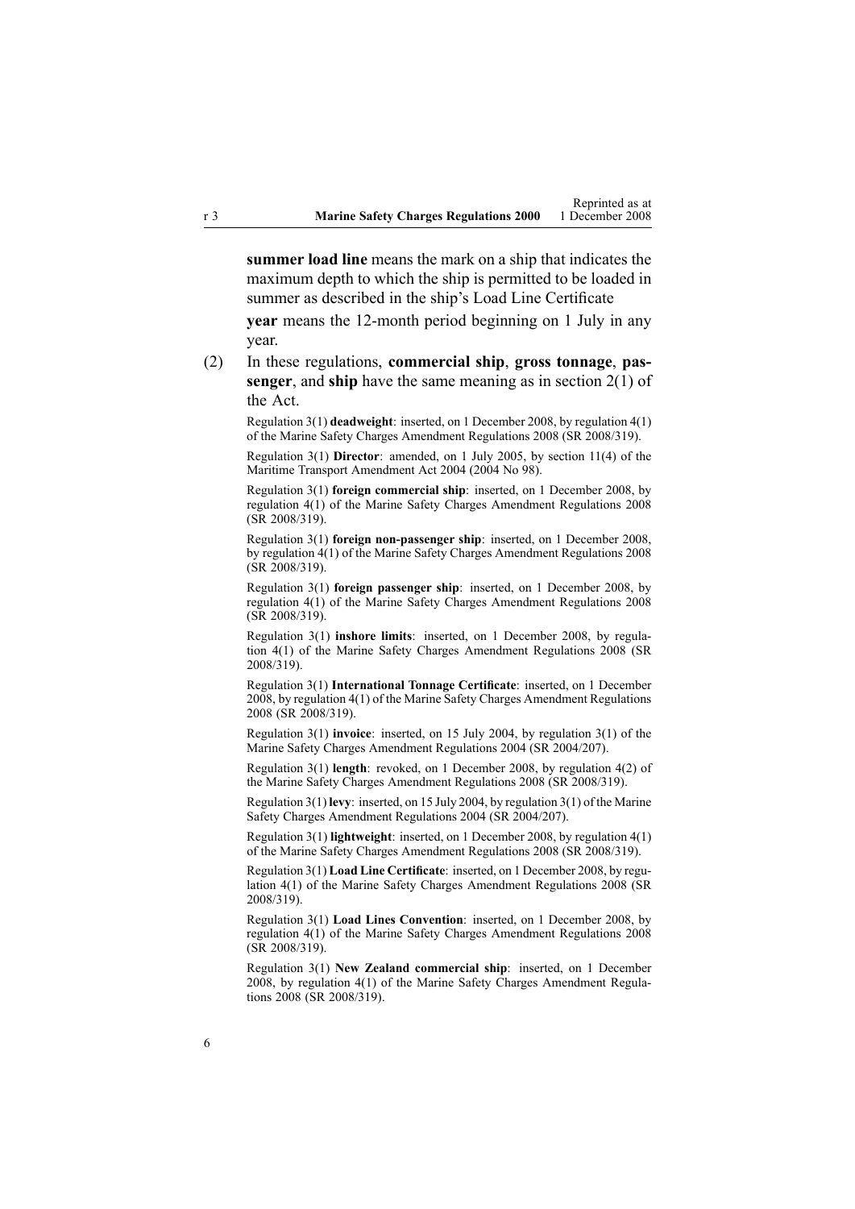**summer load line** means the mark on a ship that indicates the maximum depth to which the ship is permitted to be loaded in summer as described in the ship's Load Line Certificate

**year** means the 12-month period beginning on 1 July in any year.

(2) In these regulations, **commercial ship**, **gross tonnage**, **passenger**, and **ship** have the same meaning as in section 2(1) of the Act.

Regulation 3(1) **deadweight**: inserted, on 1 December 2008, by regulation 4(1) of the Marine Safety Charges Amendment Regulations 2008 (SR 2008/319).

Regulation 3(1) **Director**: amended, on 1 July 2005, by section 11(4) of the Maritime Transport Amendment Act 2004 (2004 No 98).

Regulation 3(1) **foreign commercial ship**: inserted, on 1 December 2008, by regulation 4(1) of the Marine Safety Charges Amendment Regulations 2008 (SR 2008/319).

Regulation 3(1) **foreign non-passenger ship**: inserted, on 1 December 2008, by regulation 4(1) of the Marine Safety Charges Amendment Regulations 2008 (SR 2008/319).

Regulation 3(1) **foreign passenger ship**: inserted, on 1 December 2008, by regulation 4(1) of the Marine Safety Charges Amendment Regulations 2008 (SR 2008/319).

Regulation 3(1) **inshore limits**: inserted, on 1 December 2008, by regulation 4(1) of the Marine Safety Charges Amendment Regulations 2008 (SR 2008/319).

Regulation 3(1) **International Tonnage Certificate**: inserted, on 1 December 2008, by regulation 4(1) of the Marine Safety Charges Amendment Regulations 2008 (SR 2008/319).

Regulation 3(1) **invoice**: inserted, on 15 July 2004, by regulation 3(1) of the Marine Safety Charges Amendment Regulations 2004 (SR 2004/207).

Regulation 3(1) **length**: revoked, on 1 December 2008, by regulation 4(2) of the Marine Safety Charges Amendment Regulations 2008 (SR 2008/319).

Regulation 3(1) **levy**: inserted, on 15 July 2004, by regulation 3(1) of the Marine Safety Charges Amendment Regulations 2004 (SR 2004/207).

Regulation 3(1) **lightweight**: inserted, on 1 December 2008, by regulation 4(1) of the Marine Safety Charges Amendment Regulations 2008 (SR 2008/319).

Regulation 3(1) **Load Line Certificate**: inserted, on 1 December 2008, by regulation 4(1) of the Marine Safety Charges Amendment Regulations 2008 (SR 2008/319).

Regulation 3(1) **Load Lines Convention**: inserted, on 1 December 2008, by regulation 4(1) of the Marine Safety Charges Amendment Regulations 2008 (SR 2008/319).

Regulation 3(1) **New Zealand commercial ship**: inserted, on 1 December 2008, by regulation 4(1) of the Marine Safety Charges Amendment Regulations 2008 (SR 2008/319).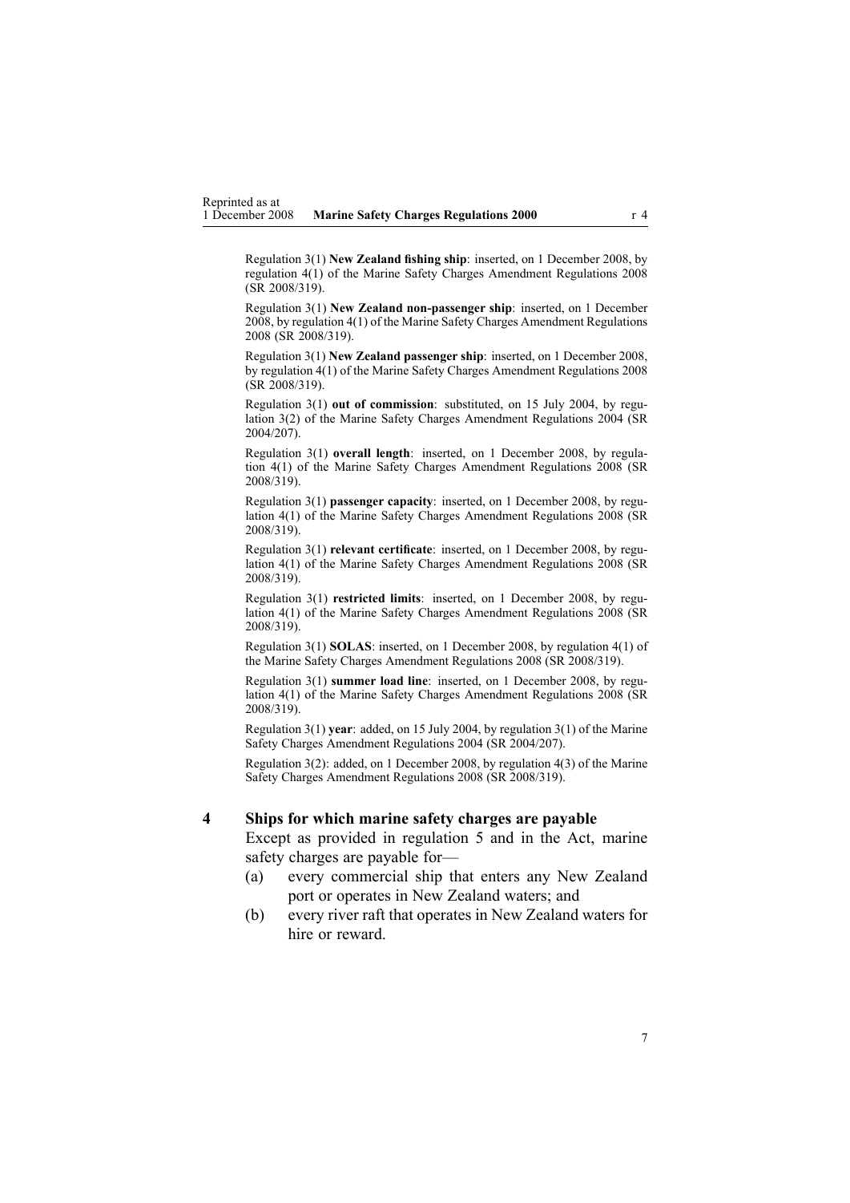Regulation 3(1) **New Zealand fishing ship**: inserted, on 1 December 2008, by regulation 4(1) of the Marine Safety Charges Amendment Regulations 2008 (SR 2008/319).

Regulation 3(1) **New Zealand non-passenger ship**: inserted, on 1 December 2008, by regulation 4(1) of the Marine Safety Charges Amendment Regulations 2008 (SR 2008/319).

Regulation 3(1) **New Zealand passenger ship**: inserted, on 1 December 2008, by regulation 4(1) of the Marine Safety Charges Amendment Regulations 2008 (SR 2008/319).

Regulation 3(1) **out of commission**: substituted, on 15 July 2004, by regulation 3(2) of the Marine Safety Charges Amendment Regulations 2004 (SR 2004/207).

Regulation 3(1) **overall length**: inserted, on 1 December 2008, by regulation 4(1) of the Marine Safety Charges Amendment Regulations 2008 (SR 2008/319).

Regulation 3(1) **passenger capacity**: inserted, on 1 December 2008, by regulation 4(1) of the Marine Safety Charges Amendment Regulations 2008 (SR 2008/319).

Regulation 3(1) **relevant certificate**: inserted, on 1 December 2008, by regulation 4(1) of the Marine Safety Charges Amendment Regulations 2008 (SR 2008/319).

Regulation 3(1) **restricted limits**: inserted, on 1 December 2008, by regulation 4(1) of the Marine Safety Charges Amendment Regulations 2008 (SR 2008/319).

Regulation 3(1) **SOLAS**: inserted, on 1 December 2008, by regulation 4(1) of the Marine Safety Charges Amendment Regulations 2008 (SR 2008/319).

Regulation 3(1) **summer load line**: inserted, on 1 December 2008, by regulation 4(1) of the Marine Safety Charges Amendment Regulations 2008 (SR 2008/319).

Regulation 3(1) **year**: added, on 15 July 2004, by regulation 3(1) of the Marine Safety Charges Amendment Regulations 2004 (SR 2004/207).

Regulation 3(2): added, on 1 December 2008, by regulation 4(3) of the Marine Safety Charges Amendment Regulations 2008 (SR 2008/319).

## 4 Ships for which marine safety charges are payable

Except as provided in regulation 5 and in the Act, marine safety charges are payable for—

(a) every commercial ship that enters any New Zealand port or operates in New Zealand waters; and

(b) every river raft that operates in New Zealand waters for hire or reward.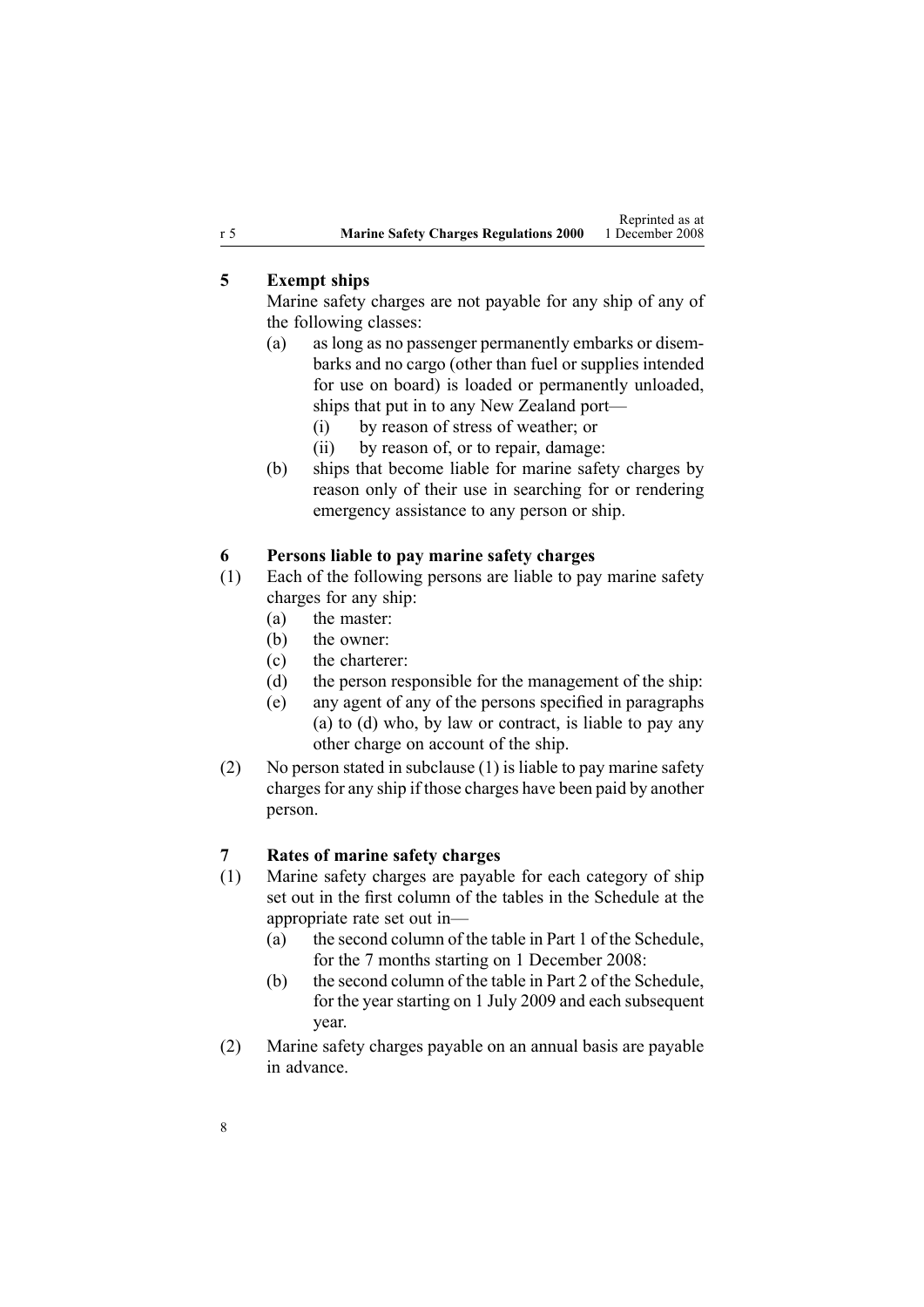## 5 Exempt ships

Marine safety charges are not payable for any ship of any of the following classes:

(a) as long as no passenger permanently embarks or disembarks and no cargo (other than fuel or supplies intended for use on board) is loaded or permanently unloaded, ships that put in to any New Zealand port—

  (i) by reason of stress of weather; or

  (ii) by reason of, or to repair, damage:

(b) ships that become liable for marine safety charges by reason only of their use in searching for or rendering emergency assistance to any person or ship.

## 6 Persons liable to pay marine safety charges

(1) Each of the following persons are liable to pay marine safety charges for any ship:

  (a) the master:

  (b) the owner:

  (c) the charterer:

  (d) the person responsible for the management of the ship:

  (e) any agent of any of the persons specified in paragraphs (a) to (d) who, by law or contract, is liable to pay any other charge on account of the ship.

(2) No person stated in subclause (1) is liable to pay marine safety charges for any ship if those charges have been paid by another person.

## 7 Rates of marine safety charges

(1) Marine safety charges are payable for each category of ship set out in the first column of the tables in the Schedule at the appropriate rate set out in—

  (a) the second column of the table in Part 1 of the Schedule, for the 7 months starting on 1 December 2008:

  (b) the second column of the table in Part 2 of the Schedule, for the year starting on 1 July 2009 and each subsequent year.

(2) Marine safety charges payable on an annual basis are payable in advance.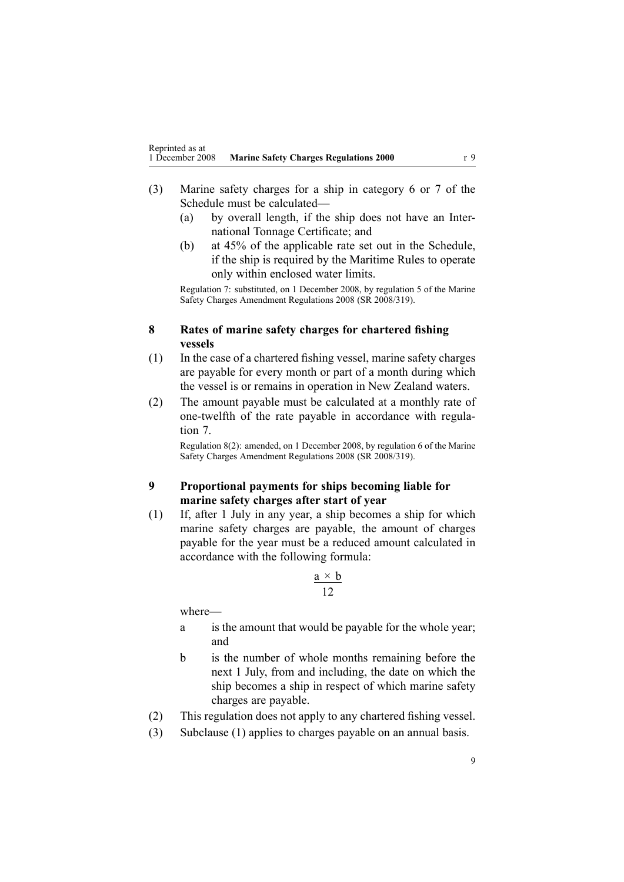(3) Marine safety charges for a ship in category 6 or 7 of the Schedule must be calculated—

(a) by overall length, if the ship does not have an International Tonnage Certificate; and

(b) at 45% of the applicable rate set out in the Schedule, if the ship is required by the Maritime Rules to operate only within enclosed water limits.

Regulation 7: substituted, on 1 December 2008, by regulation 5 of the Marine Safety Charges Amendment Regulations 2008 (SR 2008/319).

### 8 Rates of marine safety charges for chartered fishing vessels

(1) In the case of a chartered fishing vessel, marine safety charges are payable for every month or part of a month during which the vessel is or remains in operation in New Zealand waters.

(2) The amount payable must be calculated at a monthly rate of one-twelfth of the rate payable in accordance with regulation 7.

Regulation 8(2): amended, on 1 December 2008, by regulation 6 of the Marine Safety Charges Amendment Regulations 2008 (SR 2008/319).

### 9 Proportional payments for ships becoming liable for marine safety charges after start of year

(1) If, after 1 July in any year, a ship becomes a ship for which marine safety charges are payable, the amount of charges payable for the year must be a reduced amount calculated in accordance with the following formula:

$$\frac{a \times b}{12}$$

where—

a is the amount that would be payable for the whole year; and

b is the number of whole months remaining before the next 1 July, from and including, the date on which the ship becomes a ship in respect of which marine safety charges are payable.

(2) This regulation does not apply to any chartered fishing vessel.

(3) Subclause (1) applies to charges payable on an annual basis.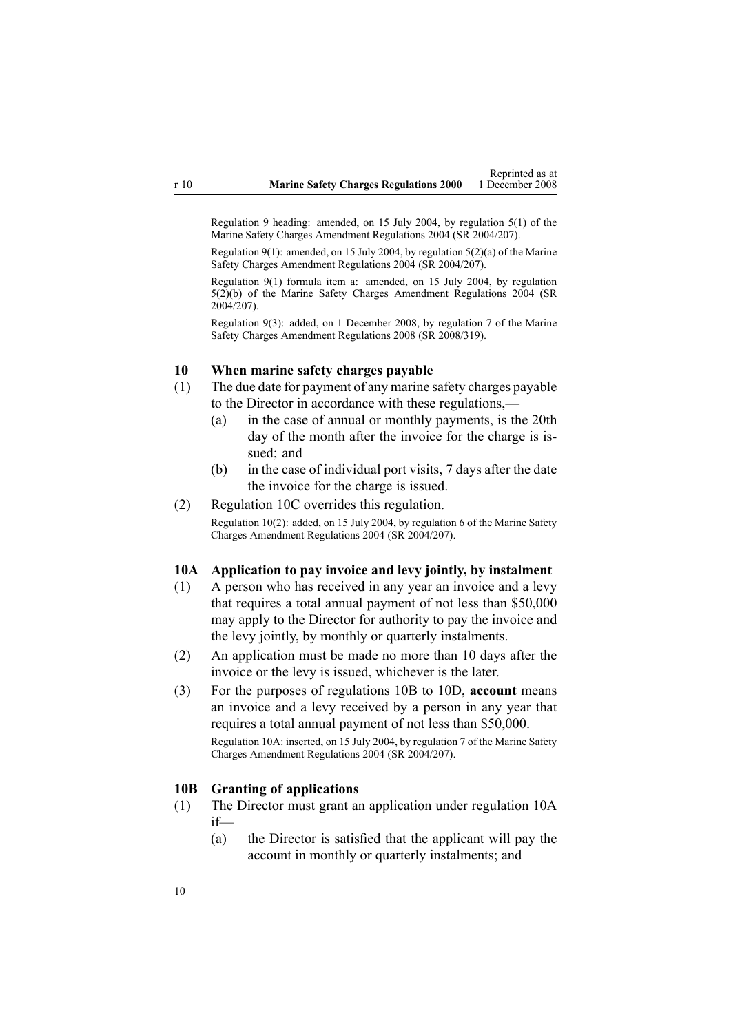Regulation 9 heading: amended, on 15 July 2004, by regulation 5(1) of the Marine Safety Charges Amendment Regulations 2004 (SR 2004/207).

Regulation 9(1): amended, on 15 July 2004, by regulation 5(2)(a) of the Marine Safety Charges Amendment Regulations 2004 (SR 2004/207).

Regulation 9(1) formula item a: amended, on 15 July 2004, by regulation 5(2)(b) of the Marine Safety Charges Amendment Regulations 2004 (SR 2004/207).

Regulation 9(3): added, on 1 December 2008, by regulation 7 of the Marine Safety Charges Amendment Regulations 2008 (SR 2008/319).

### 10 When marine safety charges payable

(1) The due date for payment of any marine safety charges payable to the Director in accordance with these regulations,—

(a) in the case of annual or monthly payments, is the 20th day of the month after the invoice for the charge is issued; and

(b) in the case of individual port visits, 7 days after the date the invoice for the charge is issued.

(2) Regulation 10C overrides this regulation.

Regulation 10(2): added, on 15 July 2004, by regulation 6 of the Marine Safety Charges Amendment Regulations 2004 (SR 2004/207).

### 10A Application to pay invoice and levy jointly, by instalment

(1) A person who has received in any year an invoice and a levy that requires a total annual payment of not less than $50,000 may apply to the Director for authority to pay the invoice and the levy jointly, by monthly or quarterly instalments.

(2) An application must be made no more than 10 days after the invoice or the levy is issued, whichever is the later.

(3) For the purposes of regulations 10B to 10D, **account** means an invoice and a levy received by a person in any year that requires a total annual payment of not less than $50,000.

Regulation 10A: inserted, on 15 July 2004, by regulation 7 of the Marine Safety Charges Amendment Regulations 2004 (SR 2004/207).

### 10B Granting of applications

(1) The Director must grant an application under regulation 10A if—

(a) the Director is satisfied that the applicant will pay the account in monthly or quarterly instalments; and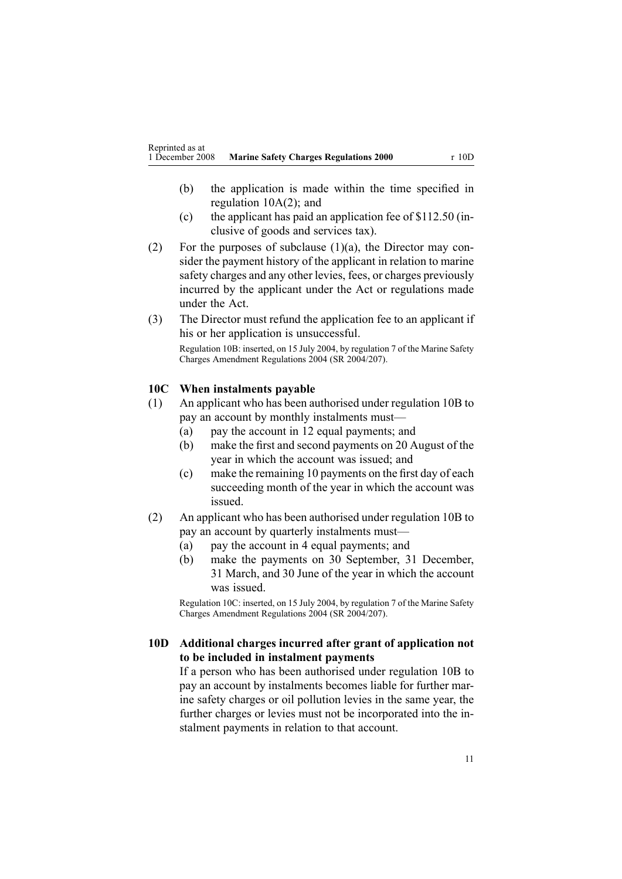(b) the application is made within the time specified in regulation 10A(2); and

(c) the applicant has paid an application fee of $112.50 (inclusive of goods and services tax).

(2) For the purposes of subclause (1)(a), the Director may consider the payment history of the applicant in relation to marine safety charges and any other levies, fees, or charges previously incurred by the applicant under the Act or regulations made under the Act.

(3) The Director must refund the application fee to an applicant if his or her application is unsuccessful.

Regulation 10B: inserted, on 15 July 2004, by regulation 7 of the Marine Safety Charges Amendment Regulations 2004 (SR 2004/207).

### 10C When instalments payable

(1) An applicant who has been authorised under regulation 10B to pay an account by monthly instalments must—

- (a) pay the account in 12 equal payments; and
- (b) make the first and second payments on 20 August of the year in which the account was issued; and
- (c) make the remaining 10 payments on the first day of each succeeding month of the year in which the account was issued.

(2) An applicant who has been authorised under regulation 10B to pay an account by quarterly instalments must—

- (a) pay the account in 4 equal payments; and
- (b) make the payments on 30 September, 31 December, 31 March, and 30 June of the year in which the account was issued.

Regulation 10C: inserted, on 15 July 2004, by regulation 7 of the Marine Safety Charges Amendment Regulations 2004 (SR 2004/207).

### 10D Additional charges incurred after grant of application not to be included in instalment payments

If a person who has been authorised under regulation 10B to pay an account by instalments becomes liable for further marine safety charges or oil pollution levies in the same year, the further charges or levies must not be incorporated into the instalment payments in relation to that account.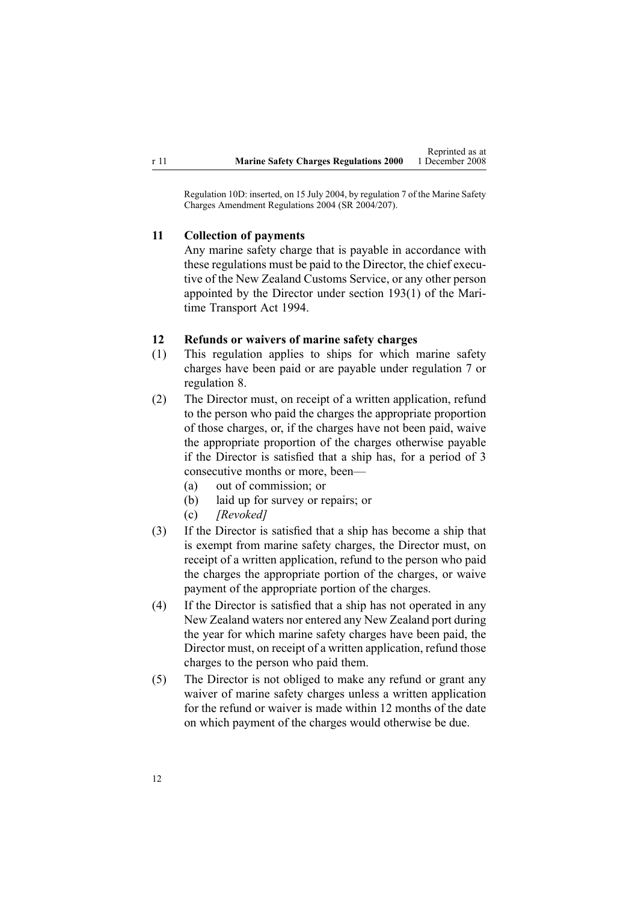Regulation 10D: inserted, on 15 July 2004, by regulation 7 of the Marine Safety Charges Amendment Regulations 2004 (SR 2004/207).

### 11 Collection of payments

Any marine safety charge that is payable in accordance with these regulations must be paid to the Director, the chief executive of the New Zealand Customs Service, or any other person appointed by the Director under section 193(1) of the Maritime Transport Act 1994.

### 12 Refunds or waivers of marine safety charges

(1) This regulation applies to ships for which marine safety charges have been paid or are payable under regulation 7 or regulation 8.

(2) The Director must, on receipt of a written application, refund to the person who paid the charges the appropriate proportion of those charges, or, if the charges have not been paid, waive the appropriate proportion of the charges otherwise payable if the Director is satisfied that a ship has, for a period of 3 consecutive months or more, been—

- (a) out of commission; or
- (b) laid up for survey or repairs; or
- (c) *[Revoked]*

(3) If the Director is satisfied that a ship has become a ship that is exempt from marine safety charges, the Director must, on receipt of a written application, refund to the person who paid the charges the appropriate portion of the charges, or waive payment of the appropriate portion of the charges.

(4) If the Director is satisfied that a ship has not operated in any New Zealand waters nor entered any New Zealand port during the year for which marine safety charges have been paid, the Director must, on receipt of a written application, refund those charges to the person who paid them.

(5) The Director is not obliged to make any refund or grant any waiver of marine safety charges unless a written application for the refund or waiver is made within 12 months of the date on which payment of the charges would otherwise be due.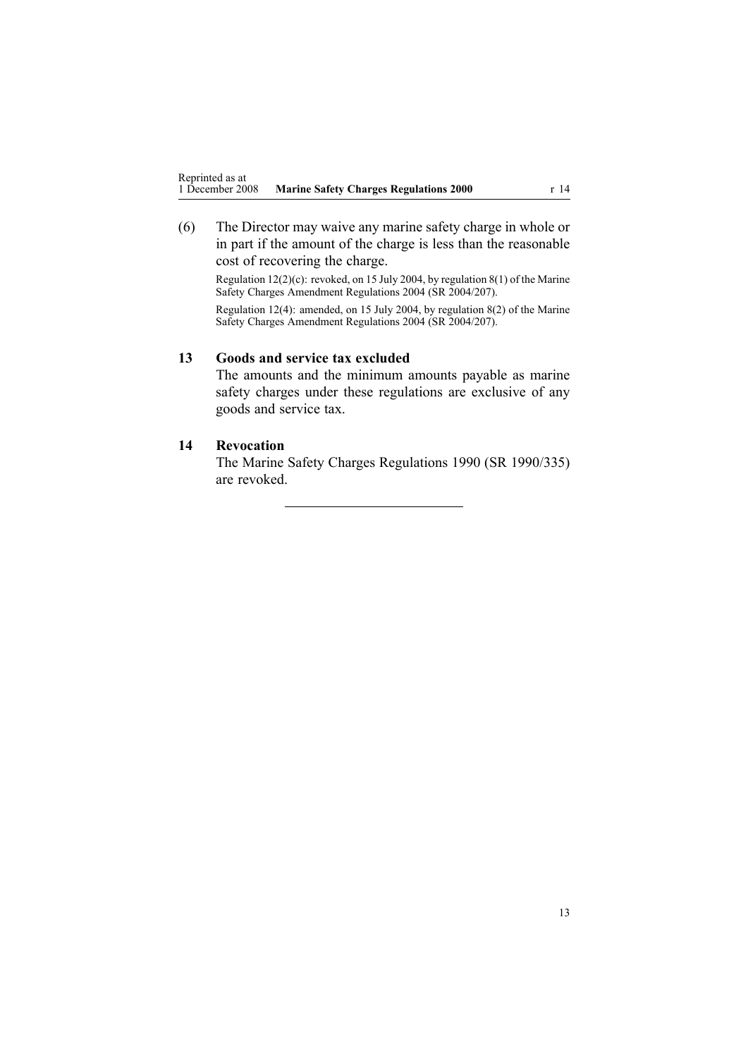(6) The Director may waive any marine safety charge in whole or in part if the amount of the charge is less than the reasonable cost of recovering the charge.

Regulation 12(2)(c): revoked, on 15 July 2004, by regulation 8(1) of the Marine Safety Charges Amendment Regulations 2004 (SR 2004/207).

Regulation 12(4): amended, on 15 July 2004, by regulation 8(2) of the Marine Safety Charges Amendment Regulations 2004 (SR 2004/207).

## 13 Goods and service tax excluded

The amounts and the minimum amounts payable as marine safety charges under these regulations are exclusive of any goods and service tax.

## 14 Revocation

The Marine Safety Charges Regulations 1990 (SR 1990/335) are revoked.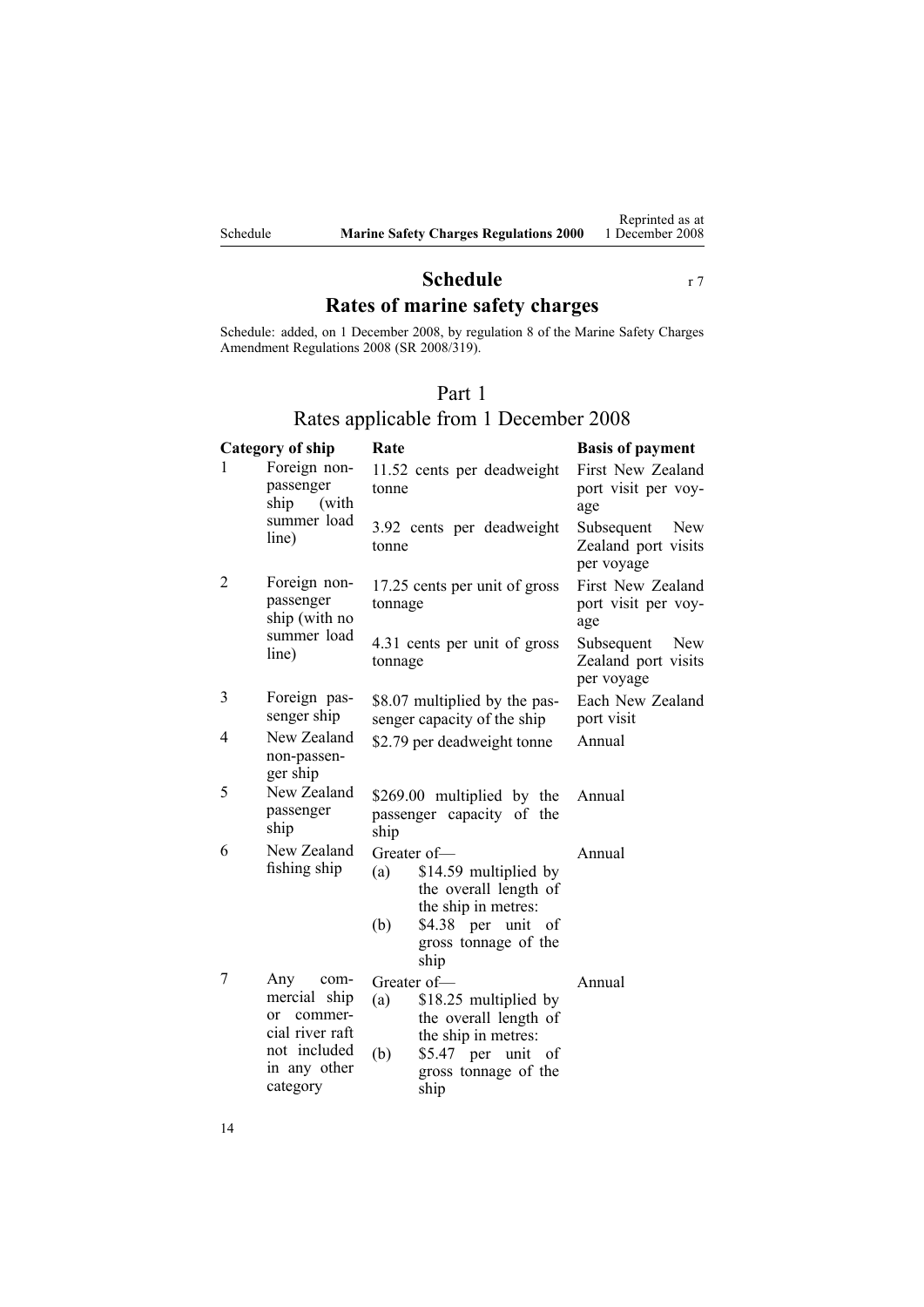# Schedule

r 7

## Rates of marine safety charges

Schedule: added, on 1 December 2008, by regulation 8 of the Marine Safety Charges Amendment Regulations 2008 (SR 2008/319).

### Part 1
### Rates applicable from 1 December 2008

| | Category of ship | Rate | Basis of payment |
|---|---|---|---|
| 1 | Foreign non-passenger ship (with summer load line) | 11.52 cents per deadweight tonne | First New Zealand port visit per voyage |
| | | 3.92 cents per deadweight tonne | Subsequent New Zealand port visits per voyage |
| 2 | Foreign non-passenger ship (with no summer load line) | 17.25 cents per unit of gross tonnage | First New Zealand port visit per voyage |
| | | 4.31 cents per unit of gross tonnage | Subsequent New Zealand port visits per voyage |
| 3 | Foreign passenger ship | $8.07 multiplied by the passenger capacity of the ship | Each New Zealand port visit |
| 4 | New Zealand non-passenger ship | $2.79 per deadweight tonne | Annual |
| 5 | New Zealand passenger ship | $269.00 multiplied by the passenger capacity of the ship | Annual |
| 6 | New Zealand fishing ship | Greater of— (a) $14.59 multiplied by the overall length of the ship in metres: (b) $4.38 per unit of gross tonnage of the ship | Annual |
| 7 | Any commercial ship or commercial river raft not included in any other category | Greater of— (a) $18.25 multiplied by the overall length of the ship in metres: (b) $5.47 per unit of gross tonnage of the ship | Annual |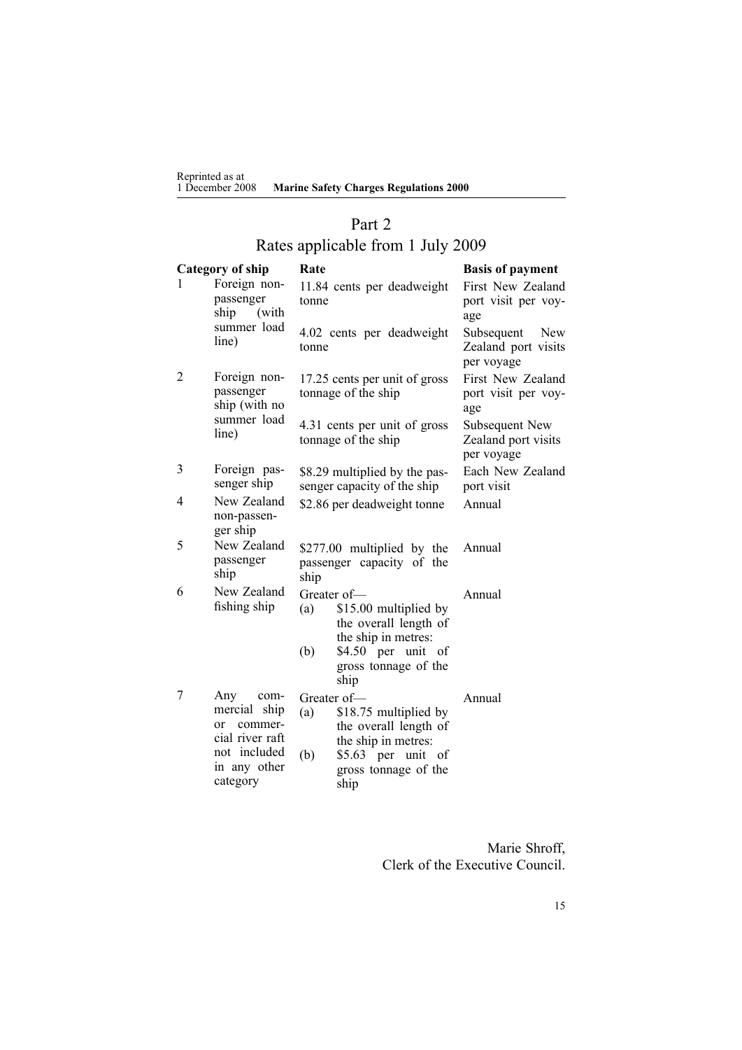# Part 2
## Rates applicable from 1 July 2009

| Category of ship | | Rate | Basis of payment |
|---|---|---|---|
| 1 | Foreign non-passenger ship (with summer load line) | 11.84 cents per deadweight tonne | First New Zealand port visit per voyage |
| | | 4.02 cents per deadweight tonne | Subsequent New Zealand port visits per voyage |
| 2 | Foreign non-passenger ship (with no summer load line) | 17.25 cents per unit of gross tonnage of the ship | First New Zealand port visit per voyage |
| | | 4.31 cents per unit of gross tonnage of the ship | Subsequent New Zealand port visits per voyage |
| 3 | Foreign passenger ship | $8.29 multiplied by the passenger capacity of the ship | Each New Zealand port visit |
| 4 | New Zealand non-passenger ship | $2.86 per deadweight tonne | Annual |
| 5 | New Zealand passenger ship | $277.00 multiplied by the passenger capacity of the ship | Annual |
| 6 | New Zealand fishing ship | Greater of— (a) $15.00 multiplied by the overall length of the ship in metres: (b) $4.50 per unit of gross tonnage of the ship | Annual |
| 7 | Any commercial ship or commercial river raft not included in any other category | Greater of— (a) $18.75 multiplied by the overall length of the ship in metres: (b) $5.63 per unit of gross tonnage of the ship | Annual |

Marie Shroff,
Clerk of the Executive Council.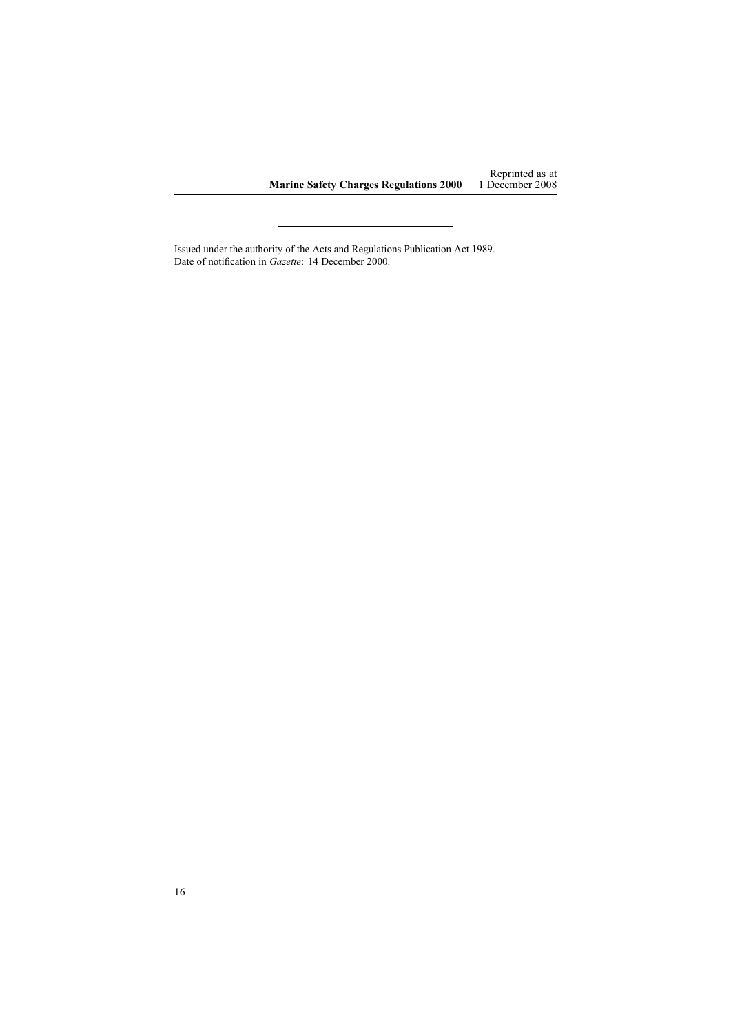---

Issued under the authority of the Acts and Regulations Publication Act 1989.
Date of notification in *Gazette*: 14 December 2000.

---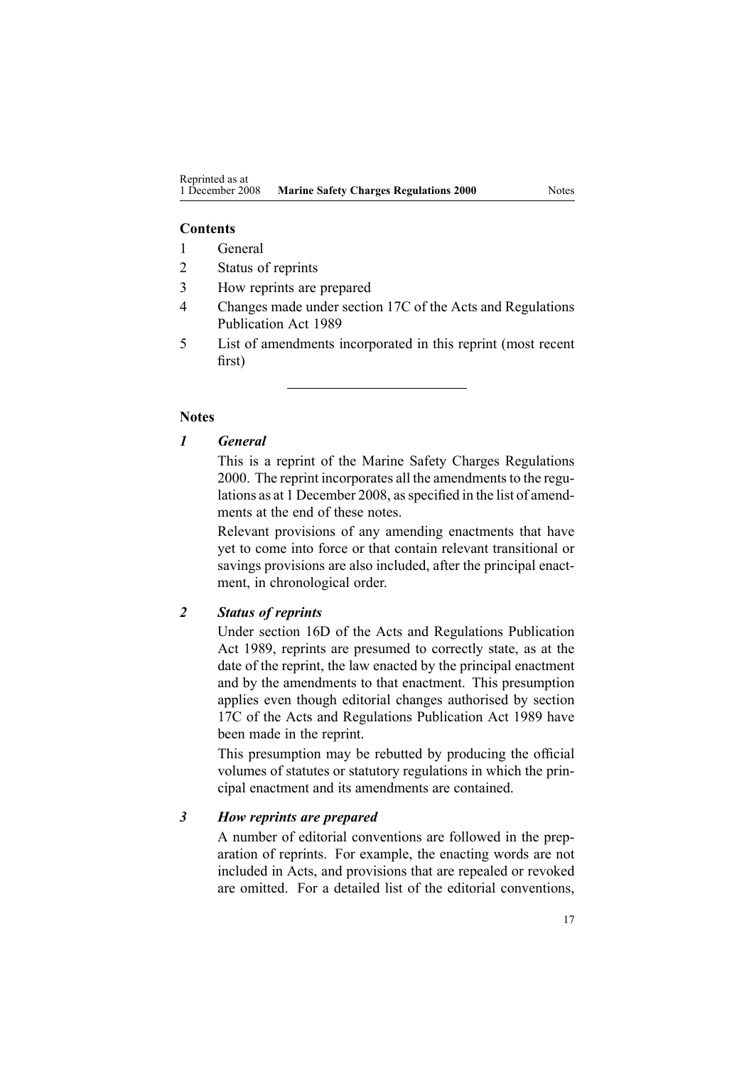**Contents**

1 General
2 Status of reprints
3 How reprints are prepared
4 Changes made under section 17C of the Acts and Regulations Publication Act 1989
5 List of amendments incorporated in this reprint (most recent first)

---

**Notes**

***1 General***

This is a reprint of the Marine Safety Charges Regulations 2000. The reprint incorporates all the amendments to the regulations as at 1 December 2008, as specified in the list of amendments at the end of these notes.

Relevant provisions of any amending enactments that have yet to come into force or that contain relevant transitional or savings provisions are also included, after the principal enactment, in chronological order.

***2 Status of reprints***

Under section 16D of the Acts and Regulations Publication Act 1989, reprints are presumed to correctly state, as at the date of the reprint, the law enacted by the principal enactment and by the amendments to that enactment. This presumption applies even though editorial changes authorised by section 17C of the Acts and Regulations Publication Act 1989 have been made in the reprint.

This presumption may be rebutted by producing the official volumes of statutes or statutory regulations in which the principal enactment and its amendments are contained.

***3 How reprints are prepared***

A number of editorial conventions are followed in the preparation of reprints. For example, the enacting words are not included in Acts, and provisions that are repealed or revoked are omitted. For a detailed list of the editorial conventions,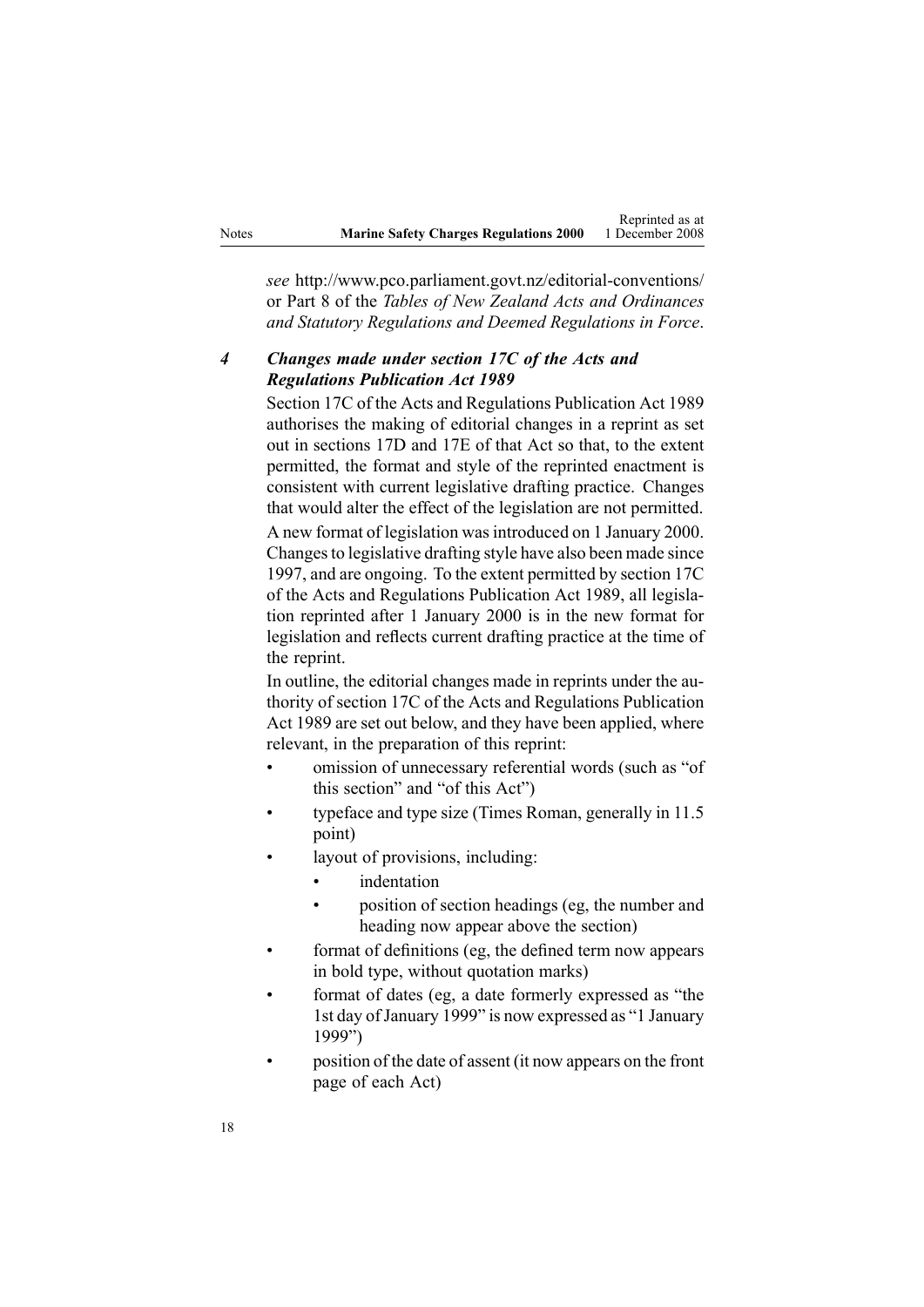*see* http://www.pco.parliament.govt.nz/editorial-conventions/ or Part 8 of the *Tables of New Zealand Acts and Ordinances and Statutory Regulations and Deemed Regulations in Force*.

### *4 Changes made under section 17C of the Acts and Regulations Publication Act 1989*

Section 17C of the Acts and Regulations Publication Act 1989 authorises the making of editorial changes in a reprint as set out in sections 17D and 17E of that Act so that, to the extent permitted, the format and style of the reprinted enactment is consistent with current legislative drafting practice. Changes that would alter the effect of the legislation are not permitted.

A new format of legislation was introduced on 1 January 2000. Changes to legislative drafting style have also been made since 1997, and are ongoing. To the extent permitted by section 17C of the Acts and Regulations Publication Act 1989, all legislation reprinted after 1 January 2000 is in the new format for legislation and reflects current drafting practice at the time of the reprint.

In outline, the editorial changes made in reprints under the authority of section 17C of the Acts and Regulations Publication Act 1989 are set out below, and they have been applied, where relevant, in the preparation of this reprint:

- omission of unnecessary referential words (such as "of this section" and "of this Act")
- typeface and type size (Times Roman, generally in 11.5 point)
- layout of provisions, including:
  - indentation
  - position of section headings (eg, the number and heading now appear above the section)
- format of definitions (eg, the defined term now appears in bold type, without quotation marks)
- format of dates (eg, a date formerly expressed as "the 1st day of January 1999" is now expressed as "1 January 1999")
- position of the date of assent (it now appears on the front page of each Act)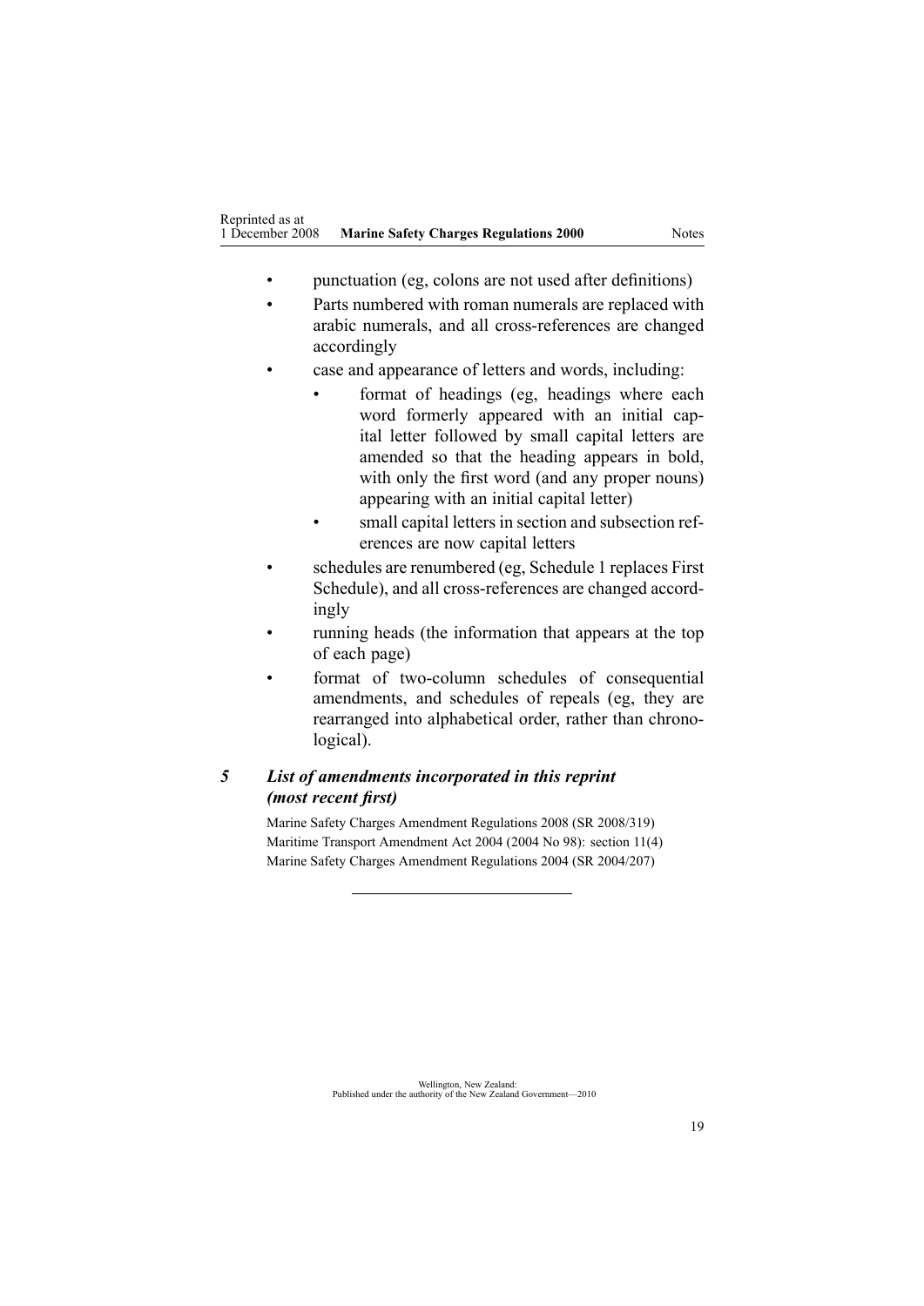- punctuation (eg, colons are not used after definitions)
- Parts numbered with roman numerals are replaced with arabic numerals, and all cross-references are changed accordingly
- case and appearance of letters and words, including:
  - format of headings (eg, headings where each word formerly appeared with an initial capital letter followed by small capital letters are amended so that the heading appears in bold, with only the first word (and any proper nouns) appearing with an initial capital letter)
  - small capital letters in section and subsection references are now capital letters
- schedules are renumbered (eg, Schedule 1 replaces First Schedule), and all cross-references are changed accordingly
- running heads (the information that appears at the top of each page)
- format of two-column schedules of consequential amendments, and schedules of repeals (eg, they are rearranged into alphabetical order, rather than chronological).

### *5 List of amendments incorporated in this reprint (most recent first)*

Marine Safety Charges Amendment Regulations 2008 (SR 2008/319)
Maritime Transport Amendment Act 2004 (2004 No 98): section 11(4)
Marine Safety Charges Amendment Regulations 2004 (SR 2004/207)

Wellington, New Zealand:
Published under the authority of the New Zealand Government—2010